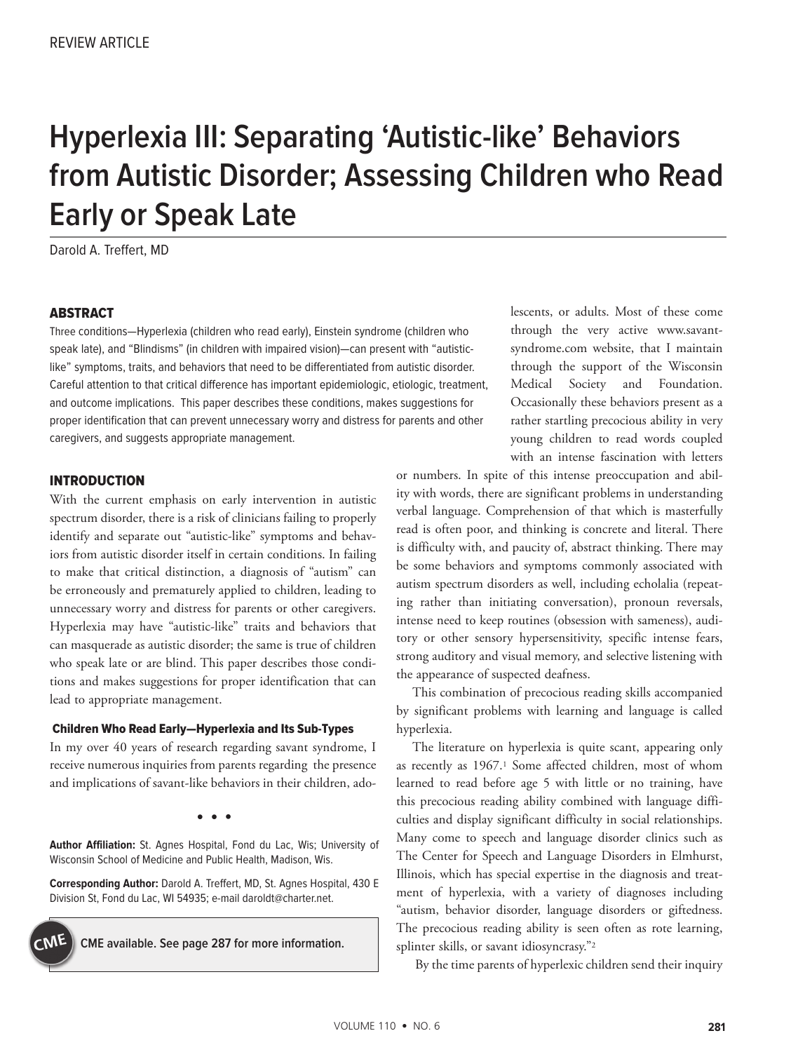REVIEW ARTICLE

# Hyperlexia III: Separating 'Autistic-like' Behaviors from Autistic Disorder; Assessing Children who Read Early or Speak Late

Darold A. Treffert, MD

## ABSTRACT

Three conditions—Hyperlexia (children who read early), Einstein syndrome (children who speak late), and "Blindisms" (in children with impaired vision)—can present with "autistic-like" symptoms, traits, and behaviors that need to be differentiated from autistic disorder. Careful attention to that critical difference has important epidemiologic, etiologic, treatment, and outcome implications. This paper describes these conditions, makes suggestions for proper identification that can prevent unnecessary worry and distress for parents and other caregivers, and suggests appropriate management.

## INTRODUCTION

With the current emphasis on early intervention in autistic spectrum disorder, there is a risk of clinicians failing to properly identify and separate out "autistic-like" symptoms and behaviors from autistic disorder itself in certain conditions. In failing to make that critical distinction, a diagnosis of "autism" can be erroneously and prematurely applied to children, leading to unnecessary worry and distress for parents or other caregivers. Hyperlexia may have "autistic-like" traits and behaviors that can masquerade as autistic disorder; the same is true of children who speak late or are blind. This paper describes those conditions and makes suggestions for proper identification that can lead to appropriate management.

### Children Who Read Early—Hyperlexia and Its Sub-Types

In my over 40 years of research regarding savant syndrome, I receive numerous inquiries from parents regarding the presence and implications of savant-like behaviors in their children, adolescents, or adults. Most of these come through the very active www.savant-syndrome.com website, that I maintain through the support of the Wisconsin Medical Society and Foundation. Occasionally these behaviors present as a rather startling precocious ability in very young children to read words coupled with an intense fascination with letters or numbers. In spite of this intense preoccupation and ability with words, there are significant problems in understanding verbal language. Comprehension of that which is masterfully read is often poor, and thinking is concrete and literal. There is difficulty with, and paucity of, abstract thinking. There may be some behaviors and symptoms commonly associated with autism spectrum disorders as well, including echolalia (repeating rather than initiating conversation), pronoun reversals, intense need to keep routines (obsession with sameness), auditory or other sensory hypersensitivity, specific intense fears, strong auditory and visual memory, and selective listening with the appearance of suspected deafness.

This combination of precocious reading skills accompanied by significant problems with learning and language is called hyperlexia.

The literature on hyperlexia is quite scant, appearing only as recently as 1967.[1] Some affected children, most of whom learned to read before age 5 with little or no training, have this precocious reading ability combined with language difficulties and display significant difficulty in social relationships. Many come to speech and language disorder clinics such as The Center for Speech and Language Disorders in Elmhurst, Illinois, which has special expertise in the diagnosis and treatment of hyperlexia, with a variety of diagnoses including "autism, behavior disorder, language disorders or giftedness. The precocious reading ability is seen often as rote learning, splinter skills, or savant idiosyncrasy."[2]

By the time parents of hyperlexic children send their inquiry

---

**Author Affiliation:** St. Agnes Hospital, Fond du Lac, Wis; University of Wisconsin School of Medicine and Public Health, Madison, Wis.

**Corresponding Author:** Darold A. Treffert, MD, St. Agnes Hospital, 430 E Division St, Fond du Lac, WI 54935; e-mail daroldt@charter.net.

CME available. See page 287 for more information.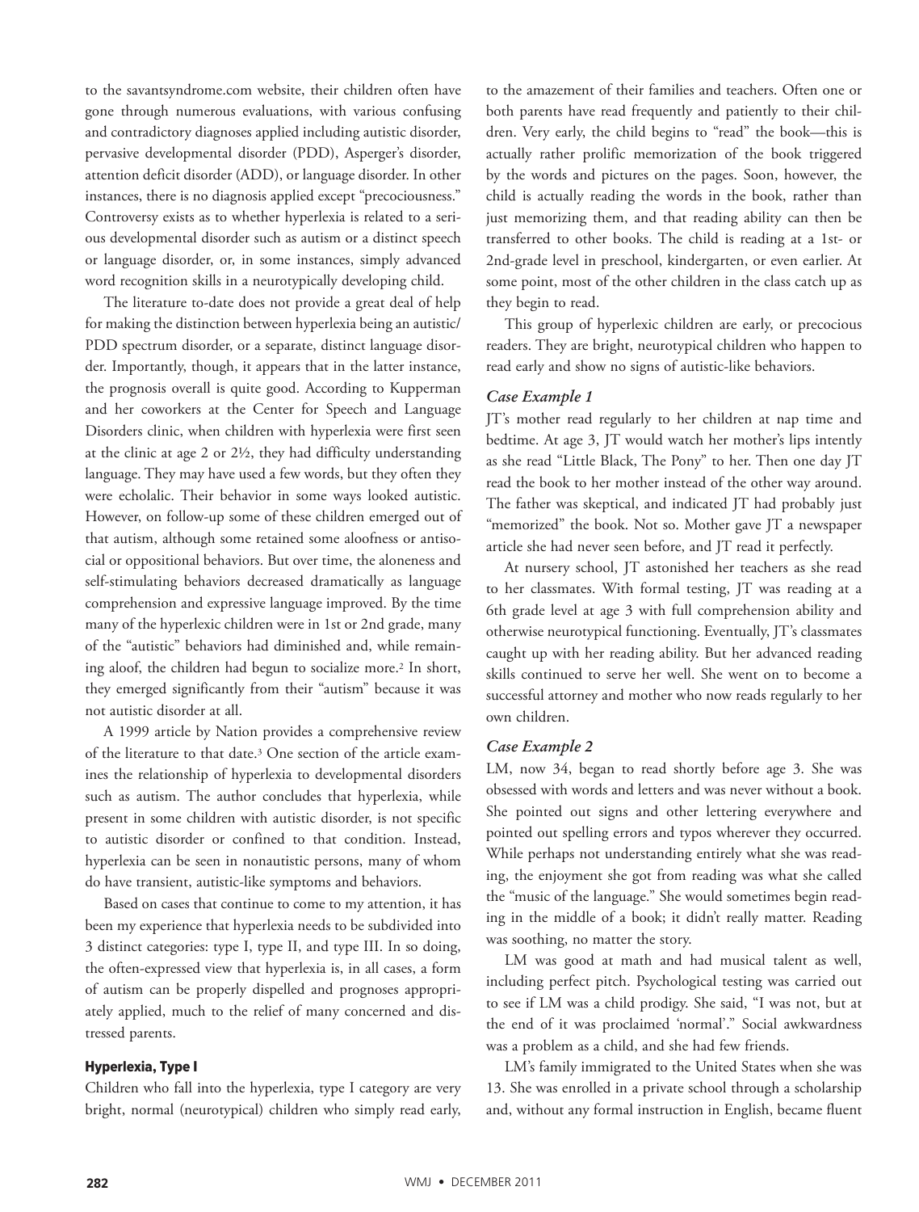to the savantsyndrome.com website, their children often have gone through numerous evaluations, with various confusing and contradictory diagnoses applied including autistic disorder, pervasive developmental disorder (PDD), Asperger's disorder, attention deficit disorder (ADD), or language disorder. In other instances, there is no diagnosis applied except "precociousness." Controversy exists as to whether hyperlexia is related to a serious developmental disorder such as autism or a distinct speech or language disorder, or, in some instances, simply advanced word recognition skills in a neurotypically developing child.

The literature to-date does not provide a great deal of help for making the distinction between hyperlexia being an autistic/PDD spectrum disorder, or a separate, distinct language disorder. Importantly, though, it appears that in the latter instance, the prognosis overall is quite good. According to Kupperman and her coworkers at the Center for Speech and Language Disorders clinic, when children with hyperlexia were first seen at the clinic at age 2 or 2½, they had difficulty understanding language. They may have used a few words, but they often they were echolalic. Their behavior in some ways looked autistic. However, on follow-up some of these children emerged out of that autism, although some retained some aloofness or antisocial or oppositional behaviors. But over time, the aloneness and self-stimulating behaviors decreased dramatically as language comprehension and expressive language improved. By the time many of the hyperlexic children were in 1st or 2nd grade, many of the "autistic" behaviors had diminished and, while remaining aloof, the children had begun to socialize more.[2] In short, they emerged significantly from their "autism" because it was not autistic disorder at all.

A 1999 article by Nation provides a comprehensive review of the literature to that date.[3] One section of the article examines the relationship of hyperlexia to developmental disorders such as autism. The author concludes that hyperlexia, while present in some children with autistic disorder, is not specific to autistic disorder or confined to that condition. Instead, hyperlexia can be seen in nonautistic persons, many of whom do have transient, autistic-like symptoms and behaviors.

Based on cases that continue to come to my attention, it has been my experience that hyperlexia needs to be subdivided into 3 distinct categories: type I, type II, and type III. In so doing, the often-expressed view that hyperlexia is, in all cases, a form of autism can be properly dispelled and prognoses appropriately applied, much to the relief of many concerned and distressed parents.

## Hyperlexia, Type I

Children who fall into the hyperlexia, type I category are very bright, normal (neurotypical) children who simply read early, to the amazement of their families and teachers. Often one or both parents have read frequently and patiently to their children. Very early, the child begins to "read" the book—this is actually rather prolific memorization of the book triggered by the words and pictures on the pages. Soon, however, the child is actually reading the words in the book, rather than just memorizing them, and that reading ability can then be transferred to other books. The child is reading at a 1st- or 2nd-grade level in preschool, kindergarten, or even earlier. At some point, most of the other children in the class catch up as they begin to read.

This group of hyperlexic children are early, or precocious readers. They are bright, neurotypical children who happen to read early and show no signs of autistic-like behaviors.

### *Case Example 1*

JT's mother read regularly to her children at nap time and bedtime. At age 3, JT would watch her mother's lips intently as she read "Little Black, The Pony" to her. Then one day JT read the book to her mother instead of the other way around. The father was skeptical, and indicated JT had probably just "memorized" the book. Not so. Mother gave JT a newspaper article she had never seen before, and JT read it perfectly.

At nursery school, JT astonished her teachers as she read to her classmates. With formal testing, JT was reading at a 6th grade level at age 3 with full comprehension ability and otherwise neurotypical functioning. Eventually, JT's classmates caught up with her reading ability. But her advanced reading skills continued to serve her well. She went on to become a successful attorney and mother who now reads regularly to her own children.

### *Case Example 2*

LM, now 34, began to read shortly before age 3. She was obsessed with words and letters and was never without a book. She pointed out signs and other lettering everywhere and pointed out spelling errors and typos wherever they occurred. While perhaps not understanding entirely what she was reading, the enjoyment she got from reading was what she called the "music of the language." She would sometimes begin reading in the middle of a book; it didn't really matter. Reading was soothing, no matter the story.

LM was good at math and had musical talent as well, including perfect pitch. Psychological testing was carried out to see if LM was a child prodigy. She said, "I was not, but at the end of it was proclaimed 'normal'." Social awkwardness was a problem as a child, and she had few friends.

LM's family immigrated to the United States when she was 13. She was enrolled in a private school through a scholarship and, without any formal instruction in English, became fluent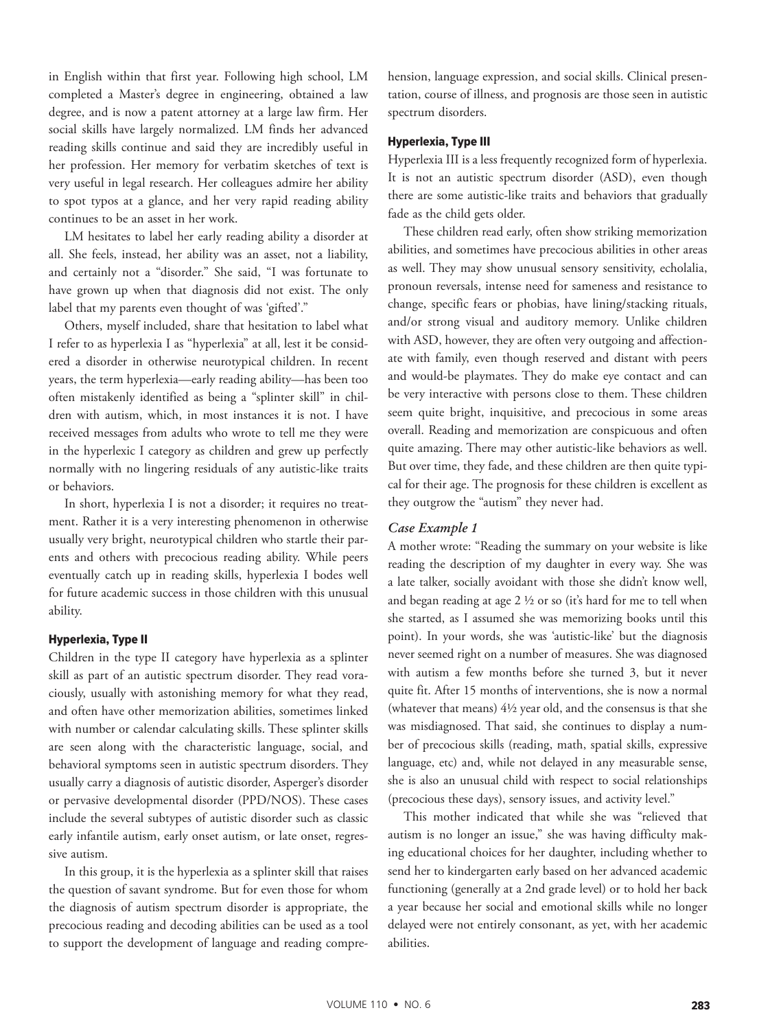in English within that first year. Following high school, LM completed a Master's degree in engineering, obtained a law degree, and is now a patent attorney at a large law firm. Her social skills have largely normalized. LM finds her advanced reading skills continue and said they are incredibly useful in her profession. Her memory for verbatim sketches of text is very useful in legal research. Her colleagues admire her ability to spot typos at a glance, and her very rapid reading ability continues to be an asset in her work.

LM hesitates to label her early reading ability a disorder at all. She feels, instead, her ability was an asset, not a liability, and certainly not a "disorder." She said, "I was fortunate to have grown up when that diagnosis did not exist. The only label that my parents even thought of was 'gifted'."

Others, myself included, share that hesitation to label what I refer to as hyperlexia I as "hyperlexia" at all, lest it be considered a disorder in otherwise neurotypical children. In recent years, the term hyperlexia—early reading ability—has been too often mistakenly identified as being a "splinter skill" in children with autism, which, in most instances it is not. I have received messages from adults who wrote to tell me they were in the hyperlexic I category as children and grew up perfectly normally with no lingering residuals of any autistic-like traits or behaviors.

In short, hyperlexia I is not a disorder; it requires no treatment. Rather it is a very interesting phenomenon in otherwise usually very bright, neurotypical children who startle their parents and others with precocious reading ability. While peers eventually catch up in reading skills, hyperlexia I bodes well for future academic success in those children with this unusual ability.

### Hyperlexia, Type II

Children in the type II category have hyperlexia as a splinter skill as part of an autistic spectrum disorder. They read voraciously, usually with astonishing memory for what they read, and often have other memorization abilities, sometimes linked with number or calendar calculating skills. These splinter skills are seen along with the characteristic language, social, and behavioral symptoms seen in autistic spectrum disorders. They usually carry a diagnosis of autistic disorder, Asperger's disorder or pervasive developmental disorder (PPD/NOS). These cases include the several subtypes of autistic disorder such as classic early infantile autism, early onset autism, or late onset, regressive autism.

In this group, it is the hyperlexia as a splinter skill that raises the question of savant syndrome. But for even those for whom the diagnosis of autism spectrum disorder is appropriate, the precocious reading and decoding abilities can be used as a tool to support the development of language and reading comprehension, language expression, and social skills. Clinical presentation, course of illness, and prognosis are those seen in autistic spectrum disorders.

### Hyperlexia, Type III

Hyperlexia III is a less frequently recognized form of hyperlexia. It is not an autistic spectrum disorder (ASD), even though there are some autistic-like traits and behaviors that gradually fade as the child gets older.

These children read early, often show striking memorization abilities, and sometimes have precocious abilities in other areas as well. They may show unusual sensory sensitivity, echolalia, pronoun reversals, intense need for sameness and resistance to change, specific fears or phobias, have lining/stacking rituals, and/or strong visual and auditory memory. Unlike children with ASD, however, they are often very outgoing and affectionate with family, even though reserved and distant with peers and would-be playmates. They do make eye contact and can be very interactive with persons close to them. These children seem quite bright, inquisitive, and precocious in some areas overall. Reading and memorization are conspicuous and often quite amazing. There may other autistic-like behaviors as well. But over time, they fade, and these children are then quite typical for their age. The prognosis for these children is excellent as they outgrow the "autism" they never had.

#### *Case Example 1*

A mother wrote: "Reading the summary on your website is like reading the description of my daughter in every way. She was a late talker, socially avoidant with those she didn't know well, and began reading at age 2 ½ or so (it's hard for me to tell when she started, as I assumed she was memorizing books until this point). In your words, she was 'autistic-like' but the diagnosis never seemed right on a number of measures. She was diagnosed with autism a few months before she turned 3, but it never quite fit. After 15 months of interventions, she is now a normal (whatever that means) 4½ year old, and the consensus is that she was misdiagnosed. That said, she continues to display a number of precocious skills (reading, math, spatial skills, expressive language, etc) and, while not delayed in any measurable sense, she is also an unusual child with respect to social relationships (precocious these days), sensory issues, and activity level."

This mother indicated that while she was "relieved that autism is no longer an issue," she was having difficulty making educational choices for her daughter, including whether to send her to kindergarten early based on her advanced academic functioning (generally at a 2nd grade level) or to hold her back a year because her social and emotional skills while no longer delayed were not entirely consonant, as yet, with her academic abilities.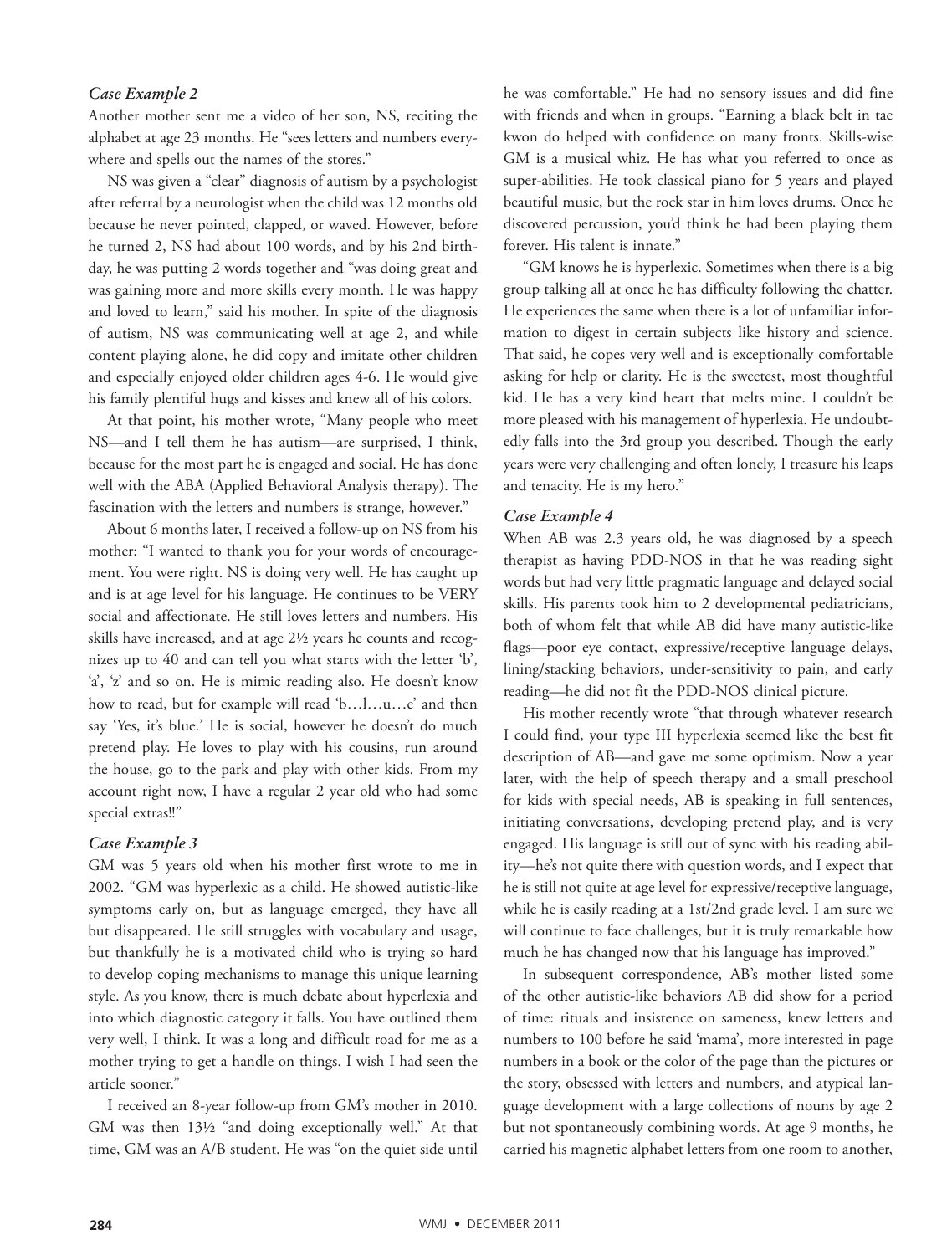### *Case Example 2*

Another mother sent me a video of her son, NS, reciting the alphabet at age 23 months. He "sees letters and numbers everywhere and spells out the names of the stores."

NS was given a "clear" diagnosis of autism by a psychologist after referral by a neurologist when the child was 12 months old because he never pointed, clapped, or waved. However, before he turned 2, NS had about 100 words, and by his 2nd birthday, he was putting 2 words together and "was doing great and was gaining more and more skills every month. He was happy and loved to learn," said his mother. In spite of the diagnosis of autism, NS was communicating well at age 2, and while content playing alone, he did copy and imitate other children and especially enjoyed older children ages 4-6. He would give his family plentiful hugs and kisses and knew all of his colors.

At that point, his mother wrote, "Many people who meet NS—and I tell them he has autism—are surprised, I think, because for the most part he is engaged and social. He has done well with the ABA (Applied Behavioral Analysis therapy). The fascination with the letters and numbers is strange, however."

About 6 months later, I received a follow-up on NS from his mother: "I wanted to thank you for your words of encouragement. You were right. NS is doing very well. He has caught up and is at age level for his language. He continues to be VERY social and affectionate. He still loves letters and numbers. His skills have increased, and at age 2½ years he counts and recognizes up to 40 and can tell you what starts with the letter 'b', 'a', 'z' and so on. He is mimic reading also. He doesn't know how to read, but for example will read 'b…l…u…e' and then say 'Yes, it's blue.' He is social, however he doesn't do much pretend play. He loves to play with his cousins, run around the house, go to the park and play with other kids. From my account right now, I have a regular 2 year old who had some special extras!!"

### *Case Example 3*

GM was 5 years old when his mother first wrote to me in 2002. "GM was hyperlexic as a child. He showed autistic-like symptoms early on, but as language emerged, they have all but disappeared. He still struggles with vocabulary and usage, but thankfully he is a motivated child who is trying so hard to develop coping mechanisms to manage this unique learning style. As you know, there is much debate about hyperlexia and into which diagnostic category it falls. You have outlined them very well, I think. It was a long and difficult road for me as a mother trying to get a handle on things. I wish I had seen the article sooner."

I received an 8-year follow-up from GM's mother in 2010. GM was then 13½ "and doing exceptionally well." At that time, GM was an A/B student. He was "on the quiet side until he was comfortable." He had no sensory issues and did fine with friends and when in groups. "Earning a black belt in tae kwon do helped with confidence on many fronts. Skills-wise GM is a musical whiz. He has what you referred to once as super-abilities. He took classical piano for 5 years and played beautiful music, but the rock star in him loves drums. Once he discovered percussion, you'd think he had been playing them forever. His talent is innate."

"GM knows he is hyperlexic. Sometimes when there is a big group talking all at once he has difficulty following the chatter. He experiences the same when there is a lot of unfamiliar information to digest in certain subjects like history and science. That said, he copes very well and is exceptionally comfortable asking for help or clarity. He is the sweetest, most thoughtful kid. He has a very kind heart that melts mine. I couldn't be more pleased with his management of hyperlexia. He undoubtedly falls into the 3rd group you described. Though the early years were very challenging and often lonely, I treasure his leaps and tenacity. He is my hero."

### *Case Example 4*

When AB was 2.3 years old, he was diagnosed by a speech therapist as having PDD-NOS in that he was reading sight words but had very little pragmatic language and delayed social skills. His parents took him to 2 developmental pediatricians, both of whom felt that while AB did have many autistic-like flags—poor eye contact, expressive/receptive language delays, lining/stacking behaviors, under-sensitivity to pain, and early reading—he did not fit the PDD-NOS clinical picture.

His mother recently wrote "that through whatever research I could find, your type III hyperlexia seemed like the best fit description of AB—and gave me some optimism. Now a year later, with the help of speech therapy and a small preschool for kids with special needs, AB is speaking in full sentences, initiating conversations, developing pretend play, and is very engaged. His language is still out of sync with his reading ability—he's not quite there with question words, and I expect that he is still not quite at age level for expressive/receptive language, while he is easily reading at a 1st/2nd grade level. I am sure we will continue to face challenges, but it is truly remarkable how much he has changed now that his language has improved."

In subsequent correspondence, AB's mother listed some of the other autistic-like behaviors AB did show for a period of time: rituals and insistence on sameness, knew letters and numbers to 100 before he said 'mama', more interested in page numbers in a book or the color of the page than the pictures or the story, obsessed with letters and numbers, and atypical language development with a large collections of nouns by age 2 but not spontaneously combining words. At age 9 months, he carried his magnetic alphabet letters from one room to another,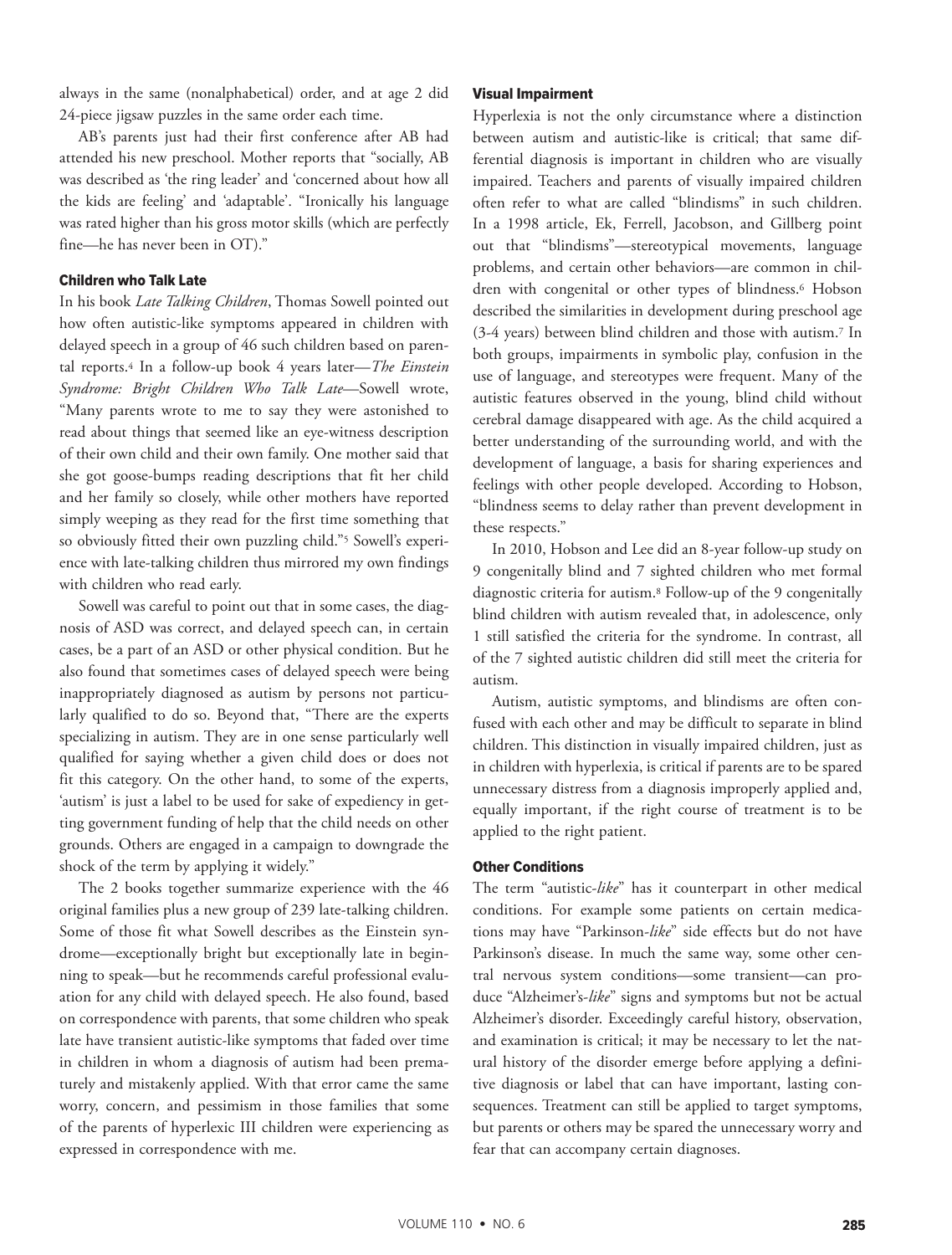always in the same (nonalphabetical) order, and at age 2 did 24-piece jigsaw puzzles in the same order each time.

AB's parents just had their first conference after AB had attended his new preschool. Mother reports that "socially, AB was described as 'the ring leader' and 'concerned about how all the kids are feeling' and 'adaptable'. "Ironically his language was rated higher than his gross motor skills (which are perfectly fine—he has never been in OT)."

### Children who Talk Late

In his book *Late Talking Children*, Thomas Sowell pointed out how often autistic-like symptoms appeared in children with delayed speech in a group of 46 such children based on parental reports.[4] In a follow-up book 4 years later—*The Einstein Syndrome: Bright Children Who Talk Late*—Sowell wrote, "Many parents wrote to me to say they were astonished to read about things that seemed like an eye-witness description of their own child and their own family. One mother said that she got goose-bumps reading descriptions that fit her child and her family so closely, while other mothers have reported simply weeping as they read for the first time something that so obviously fitted their own puzzling child."[5] Sowell's experience with late-talking children thus mirrored my own findings with children who read early.

Sowell was careful to point out that in some cases, the diagnosis of ASD was correct, and delayed speech can, in certain cases, be a part of an ASD or other physical condition. But he also found that sometimes cases of delayed speech were being inappropriately diagnosed as autism by persons not particularly qualified to do so. Beyond that, "There are the experts specializing in autism. They are in one sense particularly well qualified for saying whether a given child does or does not fit this category. On the other hand, to some of the experts, 'autism' is just a label to be used for sake of expediency in getting government funding of help that the child needs on other grounds. Others are engaged in a campaign to downgrade the shock of the term by applying it widely."

The 2 books together summarize experience with the 46 original families plus a new group of 239 late-talking children. Some of those fit what Sowell describes as the Einstein syndrome—exceptionally bright but exceptionally late in beginning to speak—but he recommends careful professional evaluation for any child with delayed speech. He also found, based on correspondence with parents, that some children who speak late have transient autistic-like symptoms that faded over time in children in whom a diagnosis of autism had been prematurely and mistakenly applied. With that error came the same worry, concern, and pessimism in those families that some of the parents of hyperlexic III children were experiencing as expressed in correspondence with me.

### Visual Impairment

Hyperlexia is not the only circumstance where a distinction between autism and autistic-like is critical; that same differential diagnosis is important in children who are visually impaired. Teachers and parents of visually impaired children often refer to what are called "blindisms" in such children. In a 1998 article, Ek, Ferrell, Jacobson, and Gillberg point out that "blindisms"—stereotypical movements, language problems, and certain other behaviors—are common in children with congenital or other types of blindness.[6] Hobson described the similarities in development during preschool age (3-4 years) between blind children and those with autism.[7] In both groups, impairments in symbolic play, confusion in the use of language, and stereotypes were frequent. Many of the autistic features observed in the young, blind child without cerebral damage disappeared with age. As the child acquired a better understanding of the surrounding world, and with the development of language, a basis for sharing experiences and feelings with other people developed. According to Hobson, "blindness seems to delay rather than prevent development in these respects."

In 2010, Hobson and Lee did an 8-year follow-up study on 9 congenitally blind and 7 sighted children who met formal diagnostic criteria for autism.[8] Follow-up of the 9 congenitally blind children with autism revealed that, in adolescence, only 1 still satisfied the criteria for the syndrome. In contrast, all of the 7 sighted autistic children did still meet the criteria for autism.

Autism, autistic symptoms, and blindisms are often confused with each other and may be difficult to separate in blind children. This distinction in visually impaired children, just as in children with hyperlexia, is critical if parents are to be spared unnecessary distress from a diagnosis improperly applied and, equally important, if the right course of treatment is to be applied to the right patient.

### Other Conditions

The term "autistic-*like*" has it counterpart in other medical conditions. For example some patients on certain medications may have "Parkinson-*like*" side effects but do not have Parkinson's disease. In much the same way, some other central nervous system conditions—some transient—can produce "Alzheimer's-*like*" signs and symptoms but not be actual Alzheimer's disorder. Exceedingly careful history, observation, and examination is critical; it may be necessary to let the natural history of the disorder emerge before applying a definitive diagnosis or label that can have important, lasting consequences. Treatment can still be applied to target symptoms, but parents or others may be spared the unnecessary worry and fear that can accompany certain diagnoses.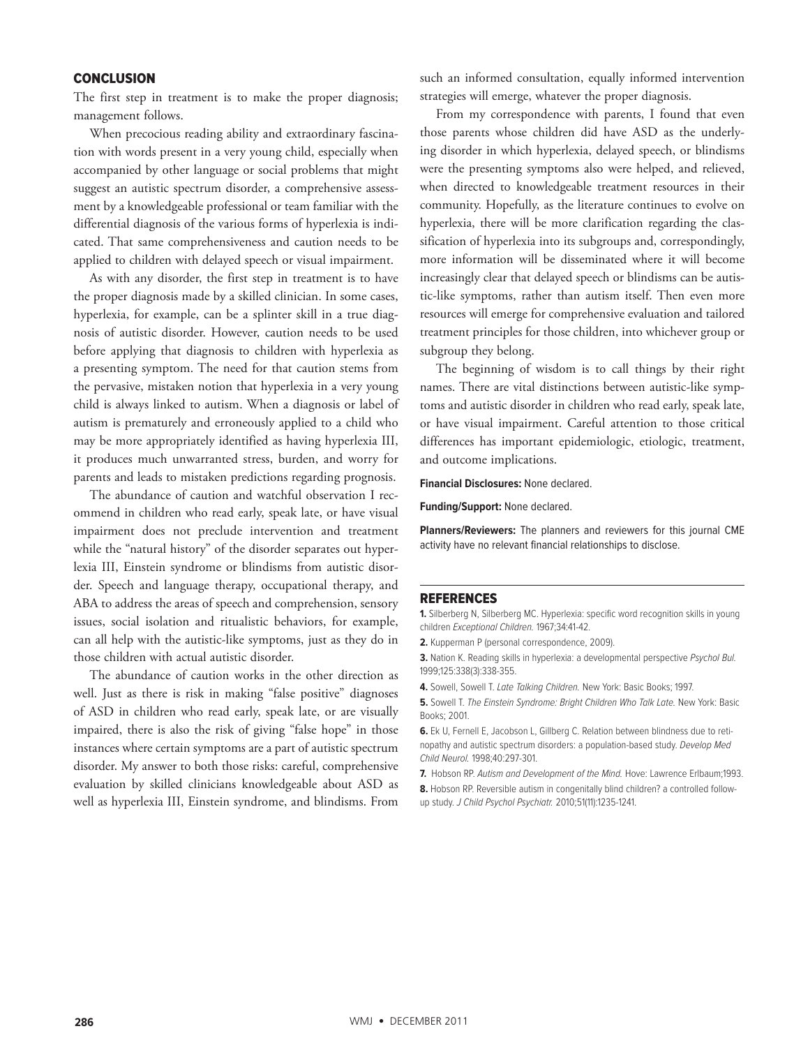## CONCLUSION

The first step in treatment is to make the proper diagnosis; management follows.

When precocious reading ability and extraordinary fascination with words present in a very young child, especially when accompanied by other language or social problems that might suggest an autistic spectrum disorder, a comprehensive assessment by a knowledgeable professional or team familiar with the differential diagnosis of the various forms of hyperlexia is indicated. That same comprehensiveness and caution needs to be applied to children with delayed speech or visual impairment.

As with any disorder, the first step in treatment is to have the proper diagnosis made by a skilled clinician. In some cases, hyperlexia, for example, can be a splinter skill in a true diagnosis of autistic disorder. However, caution needs to be used before applying that diagnosis to children with hyperlexia as a presenting symptom. The need for that caution stems from the pervasive, mistaken notion that hyperlexia in a very young child is always linked to autism. When a diagnosis or label of autism is prematurely and erroneously applied to a child who may be more appropriately identified as having hyperlexia III, it produces much unwarranted stress, burden, and worry for parents and leads to mistaken predictions regarding prognosis.

The abundance of caution and watchful observation I recommend in children who read early, speak late, or have visual impairment does not preclude intervention and treatment while the "natural history" of the disorder separates out hyperlexia III, Einstein syndrome or blindisms from autistic disorder. Speech and language therapy, occupational therapy, and ABA to address the areas of speech and comprehension, sensory issues, social isolation and ritualistic behaviors, for example, can all help with the autistic-like symptoms, just as they do in those children with actual autistic disorder.

The abundance of caution works in the other direction as well. Just as there is risk in making "false positive" diagnoses of ASD in children who read early, speak late, or are visually impaired, there is also the risk of giving "false hope" in those instances where certain symptoms are a part of autistic spectrum disorder. My answer to both those risks: careful, comprehensive evaluation by skilled clinicians knowledgeable about ASD as well as hyperlexia III, Einstein syndrome, and blindisms. From such an informed consultation, equally informed intervention strategies will emerge, whatever the proper diagnosis.

From my correspondence with parents, I found that even those parents whose children did have ASD as the underlying disorder in which hyperlexia, delayed speech, or blindisms were the presenting symptoms also were helped, and relieved, when directed to knowledgeable treatment resources in their community. Hopefully, as the literature continues to evolve on hyperlexia, there will be more clarification regarding the classification of hyperlexia into its subgroups and, correspondingly, more information will be disseminated where it will become increasingly clear that delayed speech or blindisms can be autistic-like symptoms, rather than autism itself. Then even more resources will emerge for comprehensive evaluation and tailored treatment principles for those children, into whichever group or subgroup they belong.

The beginning of wisdom is to call things by their right names. There are vital distinctions between autistic-like symptoms and autistic disorder in children who read early, speak late, or have visual impairment. Careful attention to those critical differences has important epidemiologic, etiologic, treatment, and outcome implications.

**Financial Disclosures:** None declared.

**Funding/Support:** None declared.

**Planners/Reviewers:** The planners and reviewers for this journal CME activity have no relevant financial relationships to disclose.

## REFERENCES

**1.** Silberberg N, Silberberg MC. Hyperlexia: specific word recognition skills in young children *Exceptional Children.* 1967;34:41-42.

**2.** Kupperman P (personal correspondence, 2009).

**3.** Nation K. Reading skills in hyperlexia: a developmental perspective *Psychol Bul.* 1999;125:338(3):338-355.

**4.** Sowell, Sowell T. *Late Talking Children.* New York: Basic Books; 1997.

**5.** Sowell T. *The Einstein Syndrome: Bright Children Who Talk Late.* New York: Basic Books; 2001.

**6.** Ek U, Fernell E, Jacobson L, Gillberg C. Relation between blindness due to retinopathy and autistic spectrum disorders: a population-based study. *Develop Med Child Neurol.* 1998;40:297-301.

**7.** Hobson RP. *Autism and Development of the Mind.* Hove: Lawrence Erlbaum;1993.

**8.** Hobson RP. Reversible autism in congenitally blind children? a controlled follow-up study. *J Child Psychol Psychiatr.* 2010;51(11):1235-1241.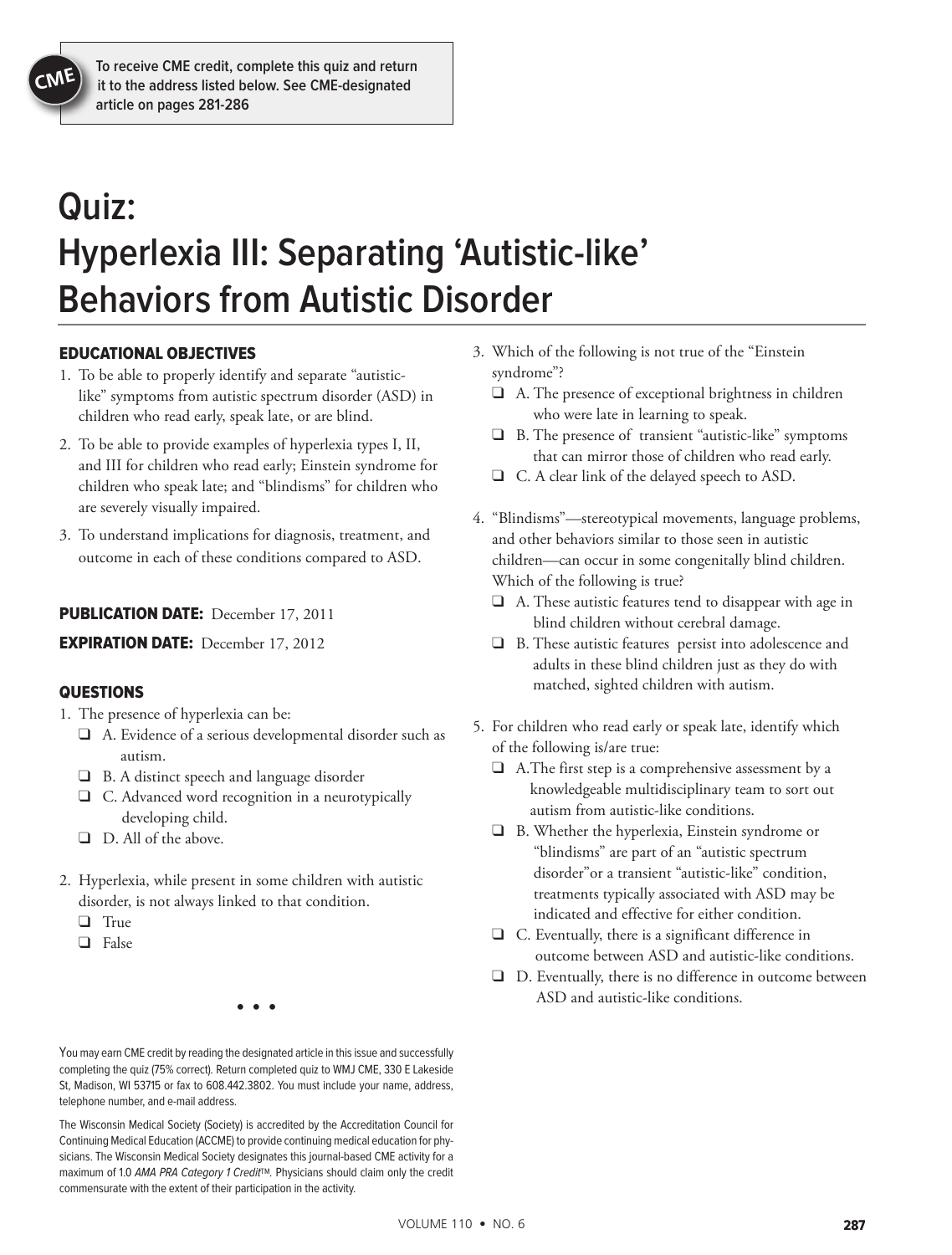To receive CME credit, complete this quiz and return it to the address listed below. See CME-designated article on pages 281-286

# Quiz: Hyperlexia III: Separating 'Autistic-like' Behaviors from Autistic Disorder

## EDUCATIONAL OBJECTIVES

1. To be able to properly identify and separate "autistic-like" symptoms from autistic spectrum disorder (ASD) in children who read early, speak late, or are blind.
2. To be able to provide examples of hyperlexia types I, II, and III for children who read early; Einstein syndrome for children who speak late; and "blindisms" for children who are severely visually impaired.
3. To understand implications for diagnosis, treatment, and outcome in each of these conditions compared to ASD.

**PUBLICATION DATE:** December 17, 2011

**EXPIRATION DATE:** December 17, 2012

## QUESTIONS

1. The presence of hyperlexia can be:
   - ❑ A. Evidence of a serious developmental disorder such as autism.
   - ❑ B. A distinct speech and language disorder
   - ❑ C. Advanced word recognition in a neurotypically developing child.
   - ❑ D. All of the above.

2. Hyperlexia, while present in some children with autistic disorder, is not always linked to that condition.
   - ❑ True
   - ❑ False

3. Which of the following is not true of the "Einstein syndrome"?
   - ❑ A. The presence of exceptional brightness in children who were late in learning to speak.
   - ❑ B. The presence of transient "autistic-like" symptoms that can mirror those of children who read early.
   - ❑ C. A clear link of the delayed speech to ASD.

4. "Blindisms"—stereotypical movements, language problems, and other behaviors similar to those seen in autistic children—can occur in some congenitally blind children. Which of the following is true?
   - ❑ A. These autistic features tend to disappear with age in blind children without cerebral damage.
   - ❑ B. These autistic features persist into adolescence and adults in these blind children just as they do with matched, sighted children with autism.

5. For children who read early or speak late, identify which of the following is/are true:
   - ❑ A. The first step is a comprehensive assessment by a knowledgeable multidisciplinary team to sort out autism from autistic-like conditions.
   - ❑ B. Whether the hyperlexia, Einstein syndrome or "blindisms" are part of an "autistic spectrum disorder" or a transient "autistic-like" condition, treatments typically associated with ASD may be indicated and effective for either condition.
   - ❑ C. Eventually, there is a significant difference in outcome between ASD and autistic-like conditions.
   - ❑ D. Eventually, there is no difference in outcome between ASD and autistic-like conditions.

• • •

You may earn CME credit by reading the designated article in this issue and successfully completing the quiz (75% correct). Return completed quiz to WMJ CME, 330 E Lakeside St, Madison, WI 53715 or fax to 608.442.3802. You must include your name, address, telephone number, and e-mail address.

The Wisconsin Medical Society (Society) is accredited by the Accreditation Council for Continuing Medical Education (ACCME) to provide continuing medical education for physicians. The Wisconsin Medical Society designates this journal-based CME activity for a maximum of 1.0 *AMA PRA Category 1 Credit*™. Physicians should claim only the credit commensurate with the extent of their participation in the activity.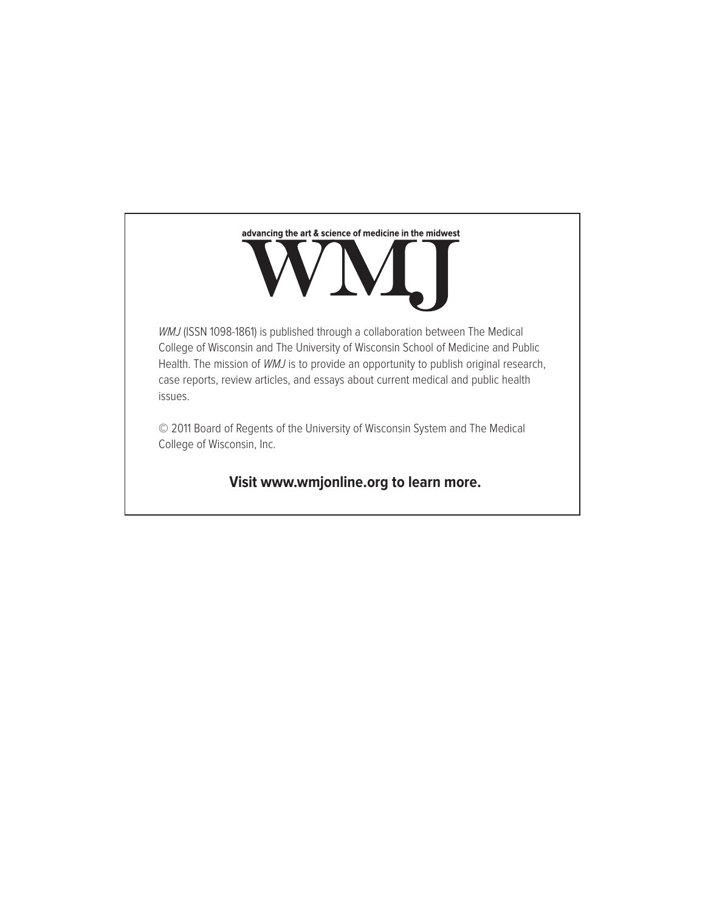advancing the art & science of medicine in the midwest

# WMJ

*WMJ* (ISSN 1098-1861) is published through a collaboration between The Medical College of Wisconsin and The University of Wisconsin School of Medicine and Public Health. The mission of *WMJ* is to provide an opportunity to publish original research, case reports, review articles, and essays about current medical and public health issues.

© 2011 Board of Regents of the University of Wisconsin System and The Medical College of Wisconsin, Inc.

**Visit www.wmjonline.org to learn more.**